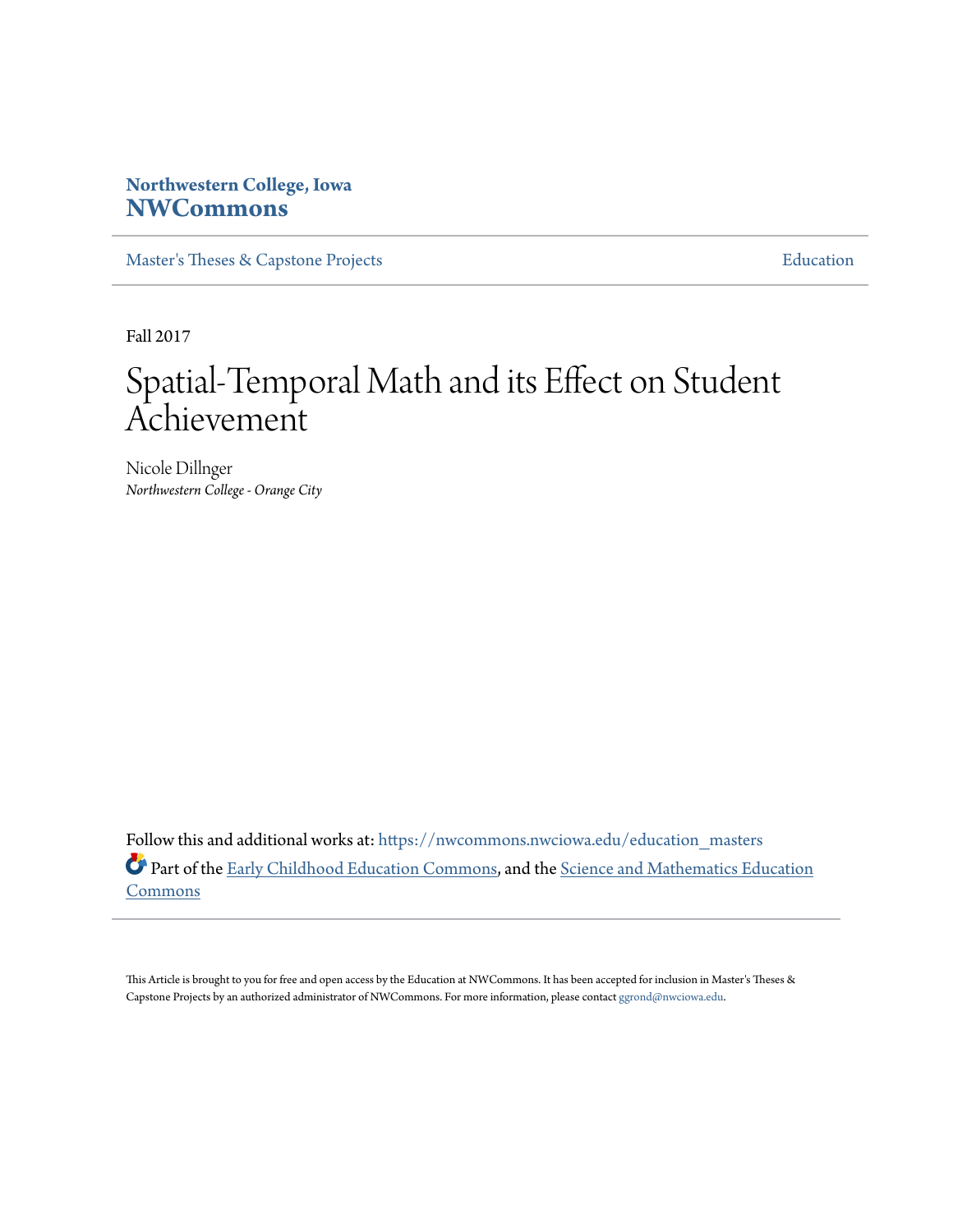Northwestern College, Iowa
**NWCommons**

Master's Theses & Capstone Projects | Education

Fall 2017

# Spatial-Temporal Math and its Effect on Student Achievement

Nicole Dillnger
*Northwestern College - Orange City*

Follow this and additional works at: https://nwcommons.nwciowa.edu/education_masters

Part of the Early Childhood Education Commons, and the Science and Mathematics Education Commons

This Article is brought to you for free and open access by the Education at NWCommons. It has been accepted for inclusion in Master's Theses & Capstone Projects by an authorized administrator of NWCommons. For more information, please contact ggrond@nwciowa.edu.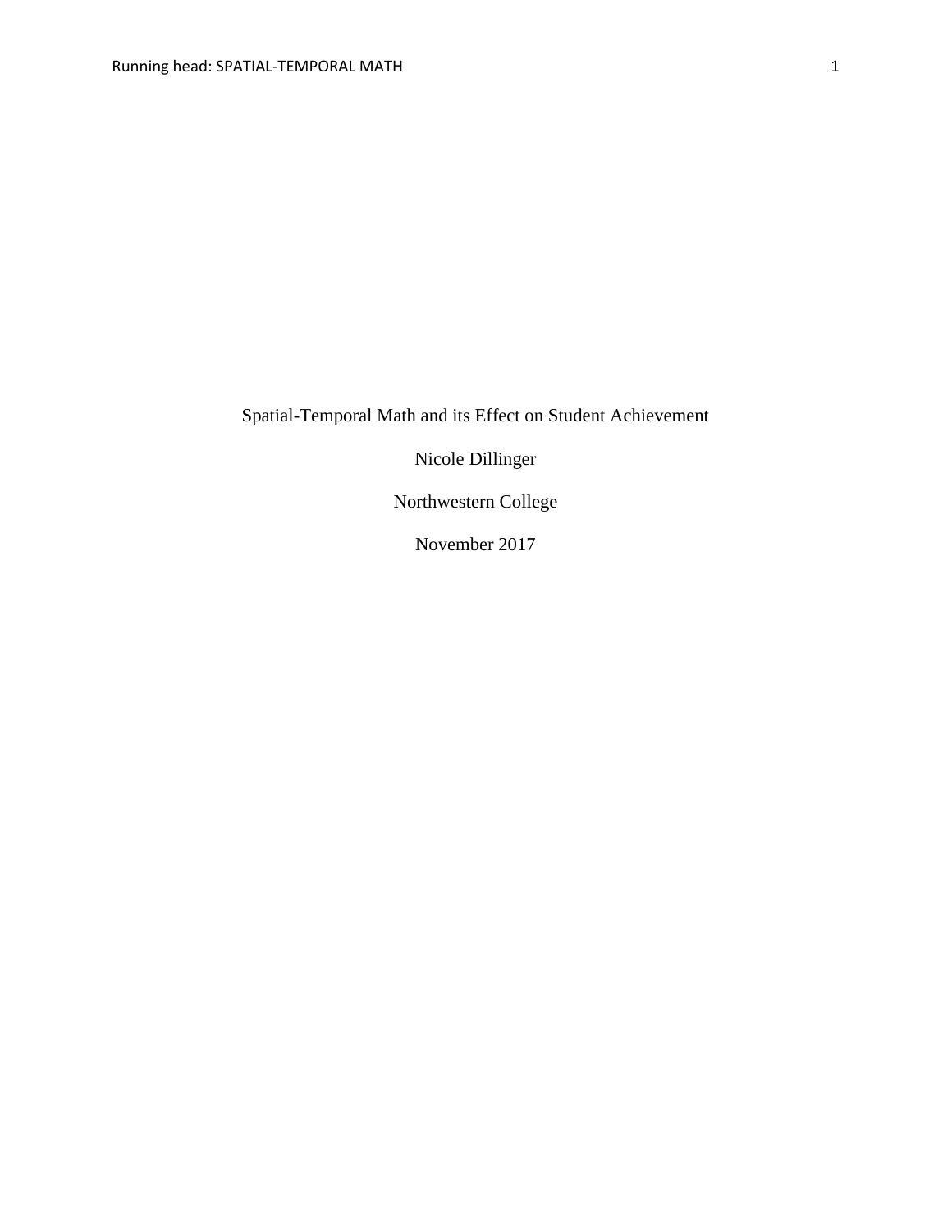Spatial-Temporal Math and its Effect on Student Achievement

Nicole Dillinger

Northwestern College

November 2017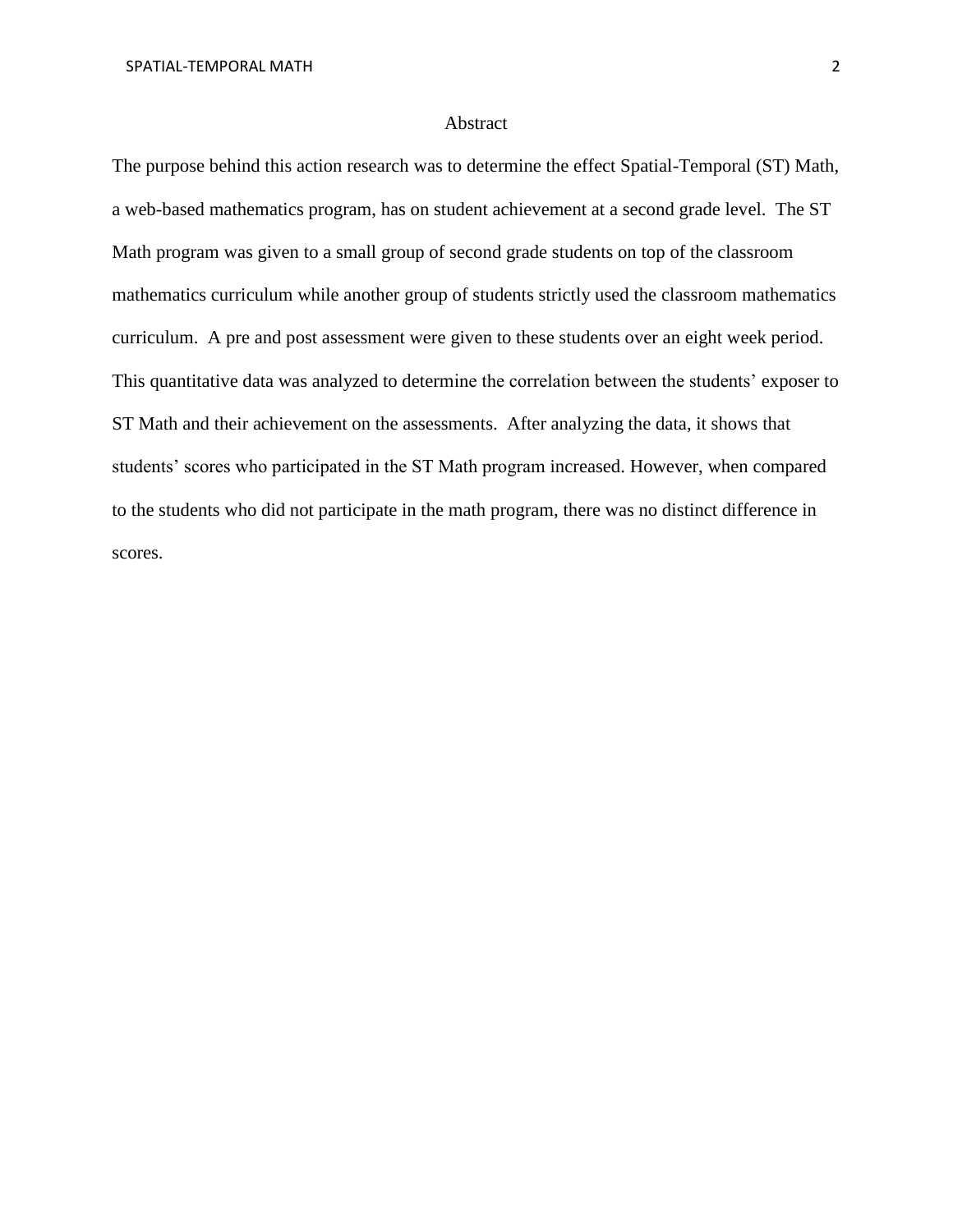# Abstract

The purpose behind this action research was to determine the effect Spatial-Temporal (ST) Math, a web-based mathematics program, has on student achievement at a second grade level. The ST Math program was given to a small group of second grade students on top of the classroom mathematics curriculum while another group of students strictly used the classroom mathematics curriculum. A pre and post assessment were given to these students over an eight week period. This quantitative data was analyzed to determine the correlation between the students' exposer to ST Math and their achievement on the assessments. After analyzing the data, it shows that students' scores who participated in the ST Math program increased. However, when compared to the students who did not participate in the math program, there was no distinct difference in scores.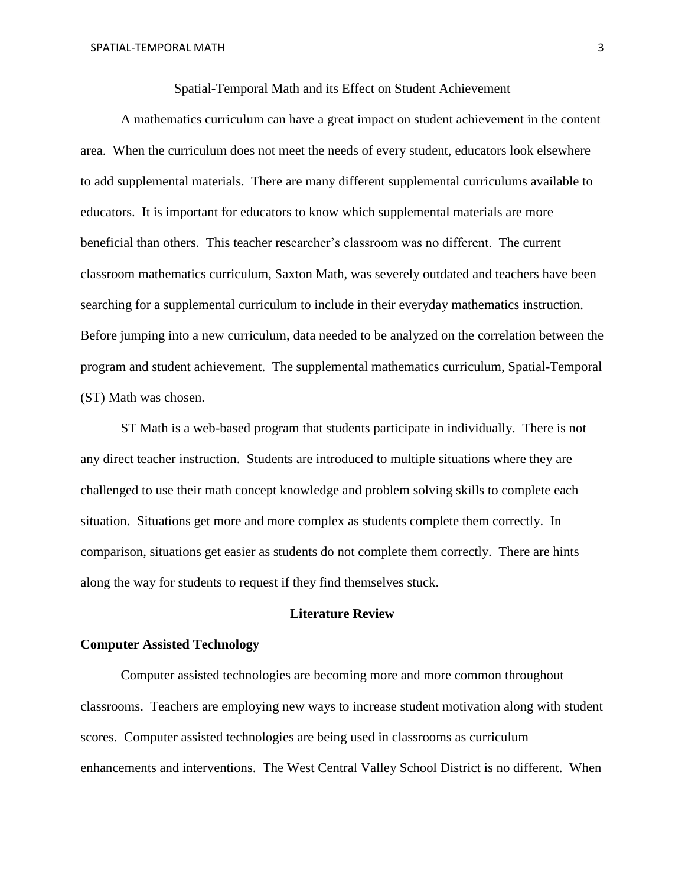# Spatial-Temporal Math and its Effect on Student Achievement

A mathematics curriculum can have a great impact on student achievement in the content area. When the curriculum does not meet the needs of every student, educators look elsewhere to add supplemental materials. There are many different supplemental curriculums available to educators. It is important for educators to know which supplemental materials are more beneficial than others. This teacher researcher's classroom was no different. The current classroom mathematics curriculum, Saxton Math, was severely outdated and teachers have been searching for a supplemental curriculum to include in their everyday mathematics instruction. Before jumping into a new curriculum, data needed to be analyzed on the correlation between the program and student achievement. The supplemental mathematics curriculum, Spatial-Temporal (ST) Math was chosen.

ST Math is a web-based program that students participate in individually. There is not any direct teacher instruction. Students are introduced to multiple situations where they are challenged to use their math concept knowledge and problem solving skills to complete each situation. Situations get more and more complex as students complete them correctly. In comparison, situations get easier as students do not complete them correctly. There are hints along the way for students to request if they find themselves stuck.

## Literature Review

### Computer Assisted Technology

Computer assisted technologies are becoming more and more common throughout classrooms. Teachers are employing new ways to increase student motivation along with student scores. Computer assisted technologies are being used in classrooms as curriculum enhancements and interventions. The West Central Valley School District is no different. When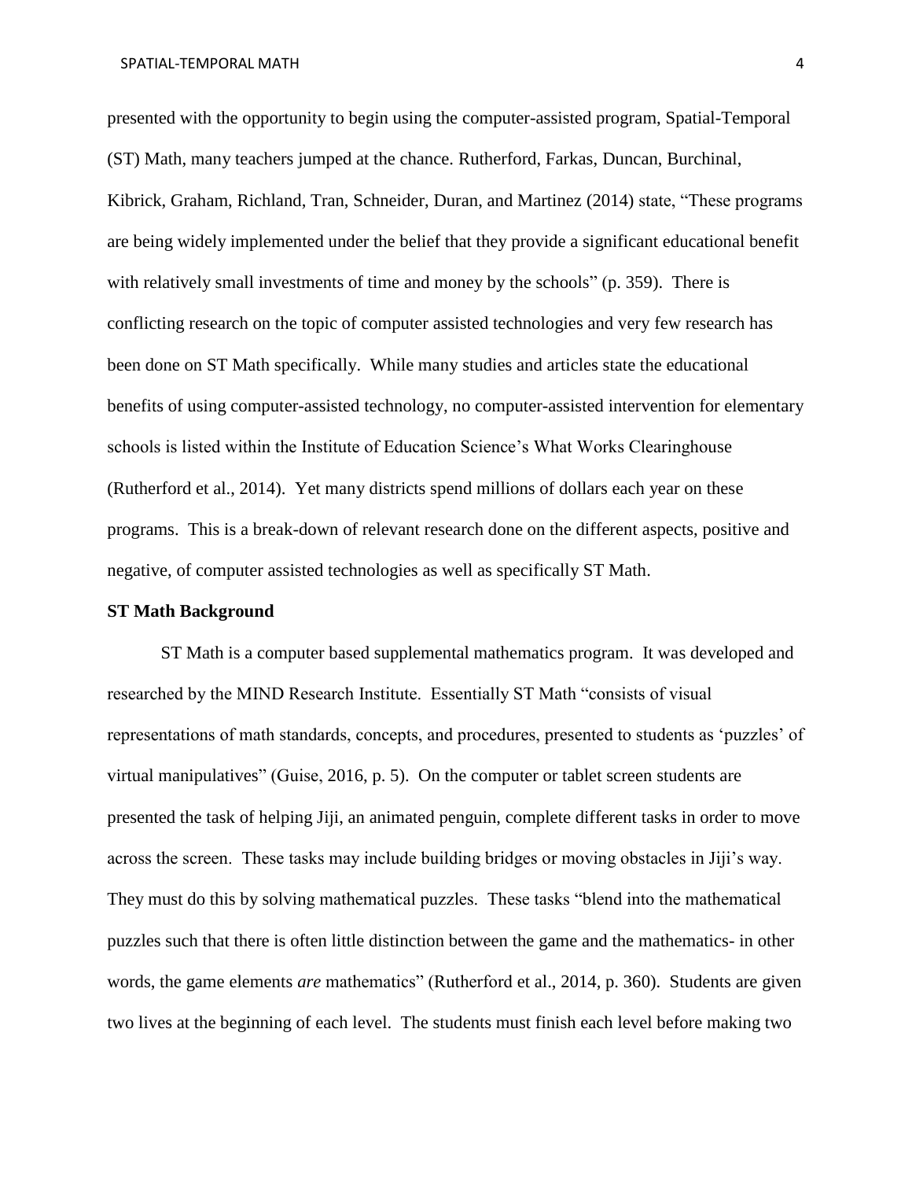presented with the opportunity to begin using the computer-assisted program, Spatial-Temporal (ST) Math, many teachers jumped at the chance. Rutherford, Farkas, Duncan, Burchinal, Kibrick, Graham, Richland, Tran, Schneider, Duran, and Martinez (2014) state, "These programs are being widely implemented under the belief that they provide a significant educational benefit with relatively small investments of time and money by the schools" (p. 359). There is conflicting research on the topic of computer assisted technologies and very few research has been done on ST Math specifically. While many studies and articles state the educational benefits of using computer-assisted technology, no computer-assisted intervention for elementary schools is listed within the Institute of Education Science's What Works Clearinghouse (Rutherford et al., 2014). Yet many districts spend millions of dollars each year on these programs. This is a break-down of relevant research done on the different aspects, positive and negative, of computer assisted technologies as well as specifically ST Math.

**ST Math Background**

ST Math is a computer based supplemental mathematics program. It was developed and researched by the MIND Research Institute. Essentially ST Math "consists of visual representations of math standards, concepts, and procedures, presented to students as 'puzzles' of virtual manipulatives" (Guise, 2016, p. 5). On the computer or tablet screen students are presented the task of helping Jiji, an animated penguin, complete different tasks in order to move across the screen. These tasks may include building bridges or moving obstacles in Jiji's way. They must do this by solving mathematical puzzles. These tasks "blend into the mathematical puzzles such that there is often little distinction between the game and the mathematics- in other words, the game elements *are* mathematics" (Rutherford et al., 2014, p. 360). Students are given two lives at the beginning of each level. The students must finish each level before making two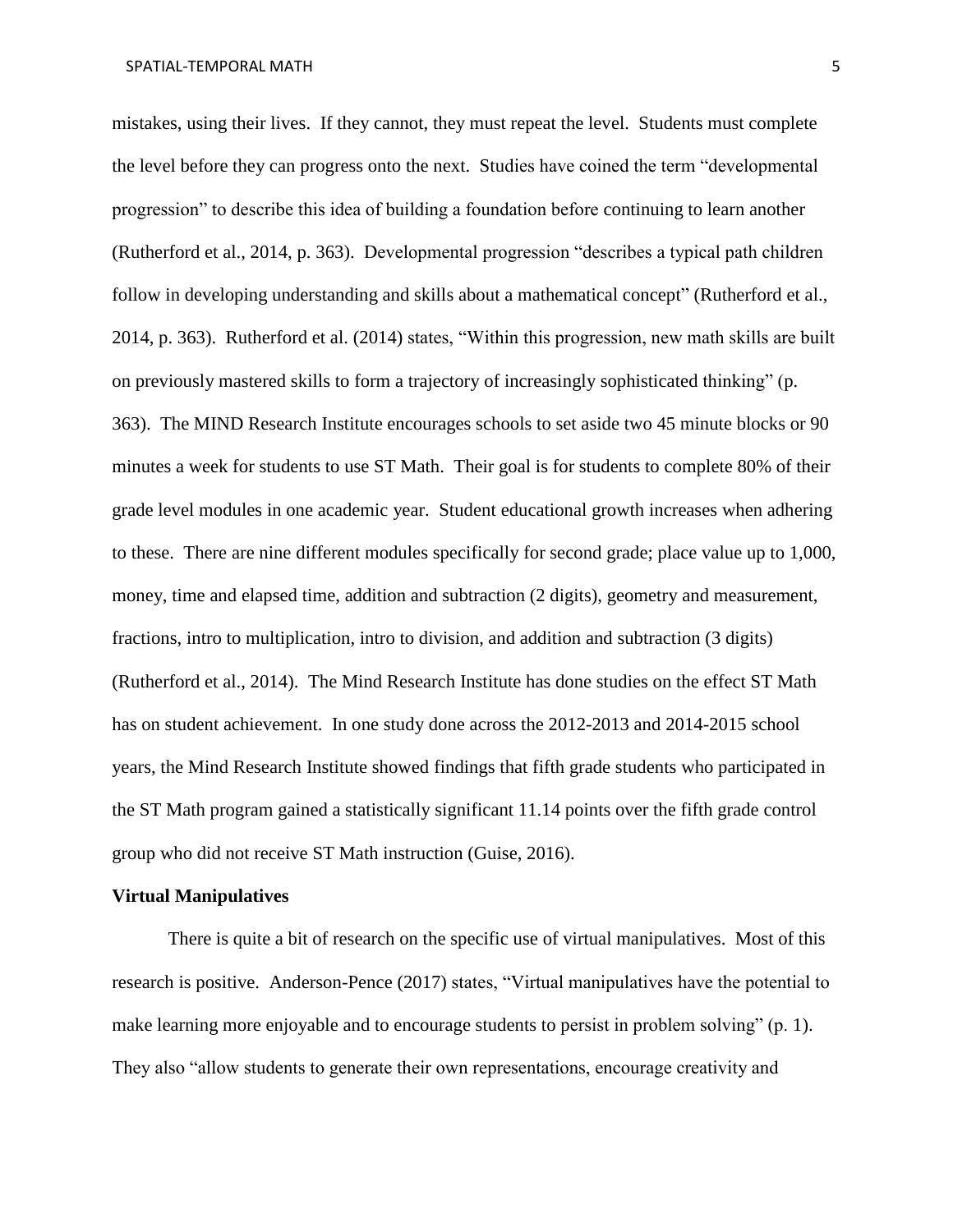mistakes, using their lives. If they cannot, they must repeat the level. Students must complete the level before they can progress onto the next. Studies have coined the term "developmental progression" to describe this idea of building a foundation before continuing to learn another (Rutherford et al., 2014, p. 363). Developmental progression "describes a typical path children follow in developing understanding and skills about a mathematical concept" (Rutherford et al., 2014, p. 363). Rutherford et al. (2014) states, "Within this progression, new math skills are built on previously mastered skills to form a trajectory of increasingly sophisticated thinking" (p. 363). The MIND Research Institute encourages schools to set aside two 45 minute blocks or 90 minutes a week for students to use ST Math. Their goal is for students to complete 80% of their grade level modules in one academic year. Student educational growth increases when adhering to these. There are nine different modules specifically for second grade; place value up to 1,000, money, time and elapsed time, addition and subtraction (2 digits), geometry and measurement, fractions, intro to multiplication, intro to division, and addition and subtraction (3 digits) (Rutherford et al., 2014). The Mind Research Institute has done studies on the effect ST Math has on student achievement. In one study done across the 2012-2013 and 2014-2015 school years, the Mind Research Institute showed findings that fifth grade students who participated in the ST Math program gained a statistically significant 11.14 points over the fifth grade control group who did not receive ST Math instruction (Guise, 2016).

**Virtual Manipulatives**

There is quite a bit of research on the specific use of virtual manipulatives. Most of this research is positive. Anderson-Pence (2017) states, "Virtual manipulatives have the potential to make learning more enjoyable and to encourage students to persist in problem solving" (p. 1). They also "allow students to generate their own representations, encourage creativity and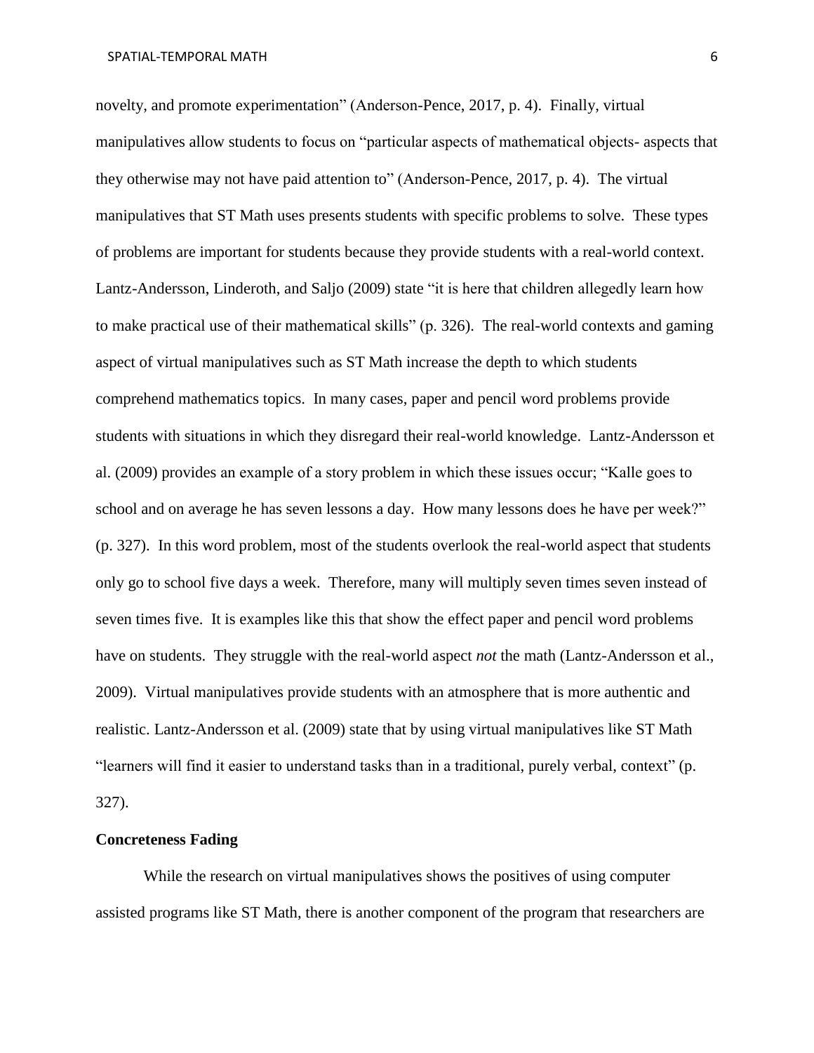novelty, and promote experimentation" (Anderson-Pence, 2017, p. 4). Finally, virtual manipulatives allow students to focus on "particular aspects of mathematical objects- aspects that they otherwise may not have paid attention to" (Anderson-Pence, 2017, p. 4). The virtual manipulatives that ST Math uses presents students with specific problems to solve. These types of problems are important for students because they provide students with a real-world context. Lantz-Andersson, Linderoth, and Saljo (2009) state "it is here that children allegedly learn how to make practical use of their mathematical skills" (p. 326). The real-world contexts and gaming aspect of virtual manipulatives such as ST Math increase the depth to which students comprehend mathematics topics. In many cases, paper and pencil word problems provide students with situations in which they disregard their real-world knowledge. Lantz-Andersson et al. (2009) provides an example of a story problem in which these issues occur; "Kalle goes to school and on average he has seven lessons a day. How many lessons does he have per week?" (p. 327). In this word problem, most of the students overlook the real-world aspect that students only go to school five days a week. Therefore, many will multiply seven times seven instead of seven times five. It is examples like this that show the effect paper and pencil word problems have on students. They struggle with the real-world aspect *not* the math (Lantz-Andersson et al., 2009). Virtual manipulatives provide students with an atmosphere that is more authentic and realistic. Lantz-Andersson et al. (2009) state that by using virtual manipulatives like ST Math "learners will find it easier to understand tasks than in a traditional, purely verbal, context" (p. 327).

## Concreteness Fading

While the research on virtual manipulatives shows the positives of using computer assisted programs like ST Math, there is another component of the program that researchers are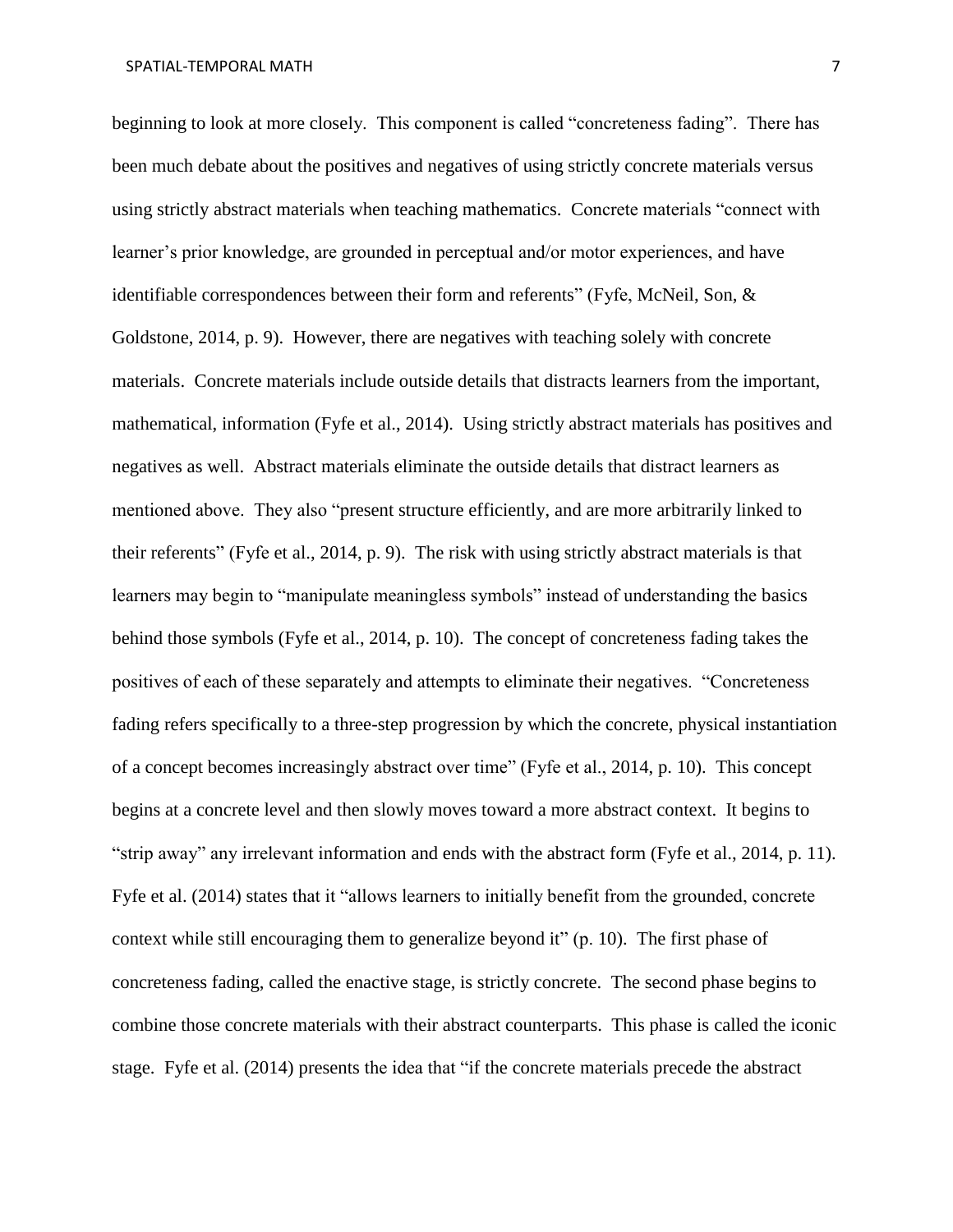beginning to look at more closely. This component is called "concreteness fading". There has been much debate about the positives and negatives of using strictly concrete materials versus using strictly abstract materials when teaching mathematics. Concrete materials "connect with learner's prior knowledge, are grounded in perceptual and/or motor experiences, and have identifiable correspondences between their form and referents" (Fyfe, McNeil, Son, & Goldstone, 2014, p. 9). However, there are negatives with teaching solely with concrete materials. Concrete materials include outside details that distracts learners from the important, mathematical, information (Fyfe et al., 2014). Using strictly abstract materials has positives and negatives as well. Abstract materials eliminate the outside details that distract learners as mentioned above. They also "present structure efficiently, and are more arbitrarily linked to their referents" (Fyfe et al., 2014, p. 9). The risk with using strictly abstract materials is that learners may begin to "manipulate meaningless symbols" instead of understanding the basics behind those symbols (Fyfe et al., 2014, p. 10). The concept of concreteness fading takes the positives of each of these separately and attempts to eliminate their negatives. "Concreteness fading refers specifically to a three-step progression by which the concrete, physical instantiation of a concept becomes increasingly abstract over time" (Fyfe et al., 2014, p. 10). This concept begins at a concrete level and then slowly moves toward a more abstract context. It begins to "strip away" any irrelevant information and ends with the abstract form (Fyfe et al., 2014, p. 11). Fyfe et al. (2014) states that it "allows learners to initially benefit from the grounded, concrete context while still encouraging them to generalize beyond it" (p. 10). The first phase of concreteness fading, called the enactive stage, is strictly concrete. The second phase begins to combine those concrete materials with their abstract counterparts. This phase is called the iconic stage. Fyfe et al. (2014) presents the idea that "if the concrete materials precede the abstract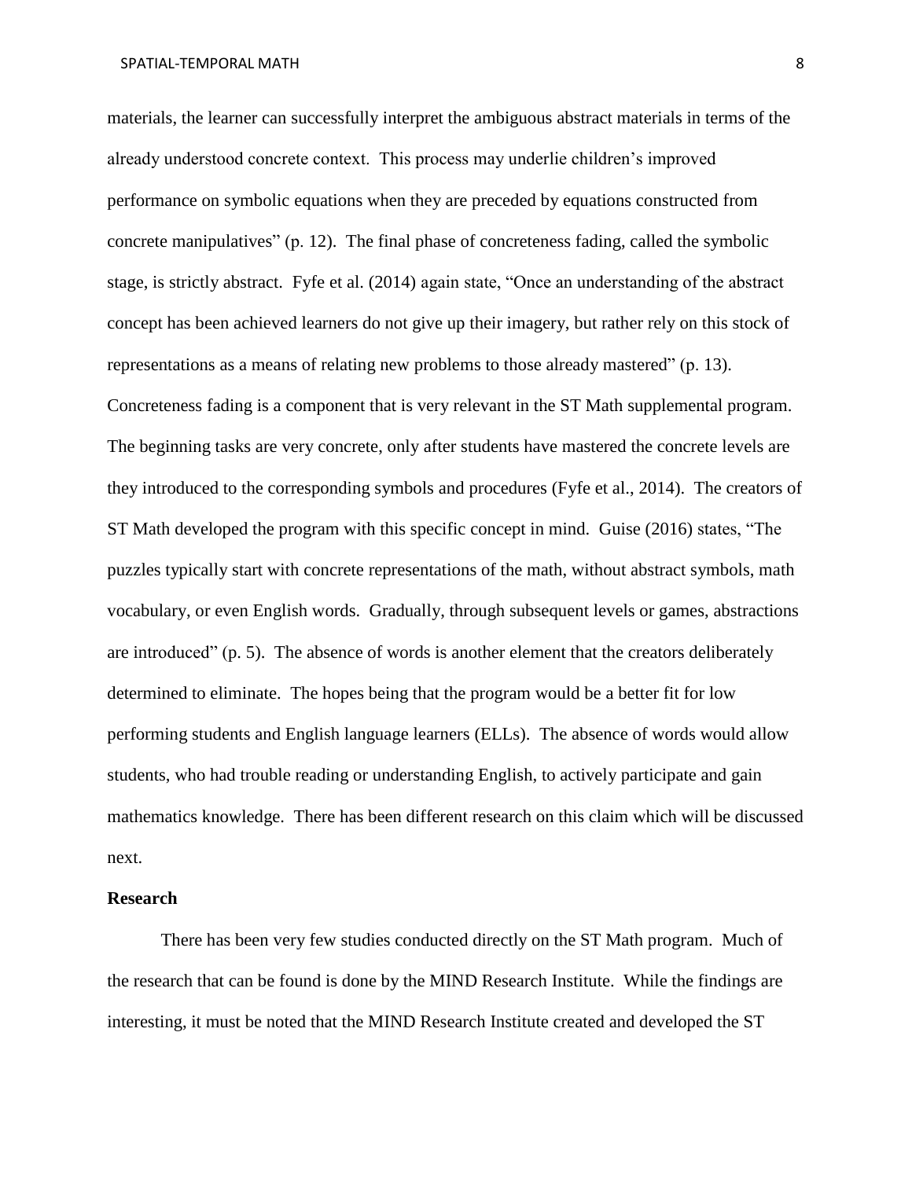materials, the learner can successfully interpret the ambiguous abstract materials in terms of the already understood concrete context. This process may underlie children's improved performance on symbolic equations when they are preceded by equations constructed from concrete manipulatives" (p. 12). The final phase of concreteness fading, called the symbolic stage, is strictly abstract. Fyfe et al. (2014) again state, "Once an understanding of the abstract concept has been achieved learners do not give up their imagery, but rather rely on this stock of representations as a means of relating new problems to those already mastered" (p. 13). Concreteness fading is a component that is very relevant in the ST Math supplemental program. The beginning tasks are very concrete, only after students have mastered the concrete levels are they introduced to the corresponding symbols and procedures (Fyfe et al., 2014). The creators of ST Math developed the program with this specific concept in mind. Guise (2016) states, "The puzzles typically start with concrete representations of the math, without abstract symbols, math vocabulary, or even English words. Gradually, through subsequent levels or games, abstractions are introduced" (p. 5). The absence of words is another element that the creators deliberately determined to eliminate. The hopes being that the program would be a better fit for low performing students and English language learners (ELLs). The absence of words would allow students, who had trouble reading or understanding English, to actively participate and gain mathematics knowledge. There has been different research on this claim which will be discussed next.

**Research**

There has been very few studies conducted directly on the ST Math program. Much of the research that can be found is done by the MIND Research Institute. While the findings are interesting, it must be noted that the MIND Research Institute created and developed the ST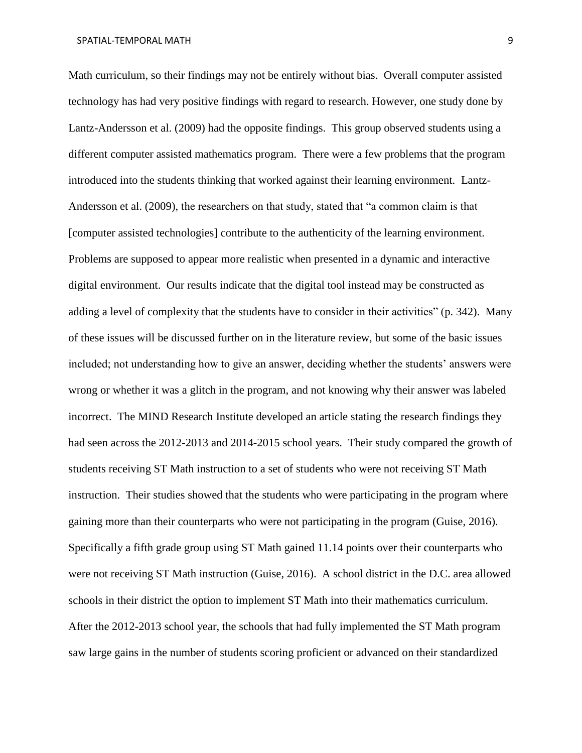Math curriculum, so their findings may not be entirely without bias. Overall computer assisted technology has had very positive findings with regard to research. However, one study done by Lantz-Andersson et al. (2009) had the opposite findings. This group observed students using a different computer assisted mathematics program. There were a few problems that the program introduced into the students thinking that worked against their learning environment. Lantz-Andersson et al. (2009), the researchers on that study, stated that "a common claim is that [computer assisted technologies] contribute to the authenticity of the learning environment. Problems are supposed to appear more realistic when presented in a dynamic and interactive digital environment. Our results indicate that the digital tool instead may be constructed as adding a level of complexity that the students have to consider in their activities" (p. 342). Many of these issues will be discussed further on in the literature review, but some of the basic issues included; not understanding how to give an answer, deciding whether the students' answers were wrong or whether it was a glitch in the program, and not knowing why their answer was labeled incorrect. The MIND Research Institute developed an article stating the research findings they had seen across the 2012-2013 and 2014-2015 school years. Their study compared the growth of students receiving ST Math instruction to a set of students who were not receiving ST Math instruction. Their studies showed that the students who were participating in the program where gaining more than their counterparts who were not participating in the program (Guise, 2016). Specifically a fifth grade group using ST Math gained 11.14 points over their counterparts who were not receiving ST Math instruction (Guise, 2016). A school district in the D.C. area allowed schools in their district the option to implement ST Math into their mathematics curriculum. After the 2012-2013 school year, the schools that had fully implemented the ST Math program saw large gains in the number of students scoring proficient or advanced on their standardized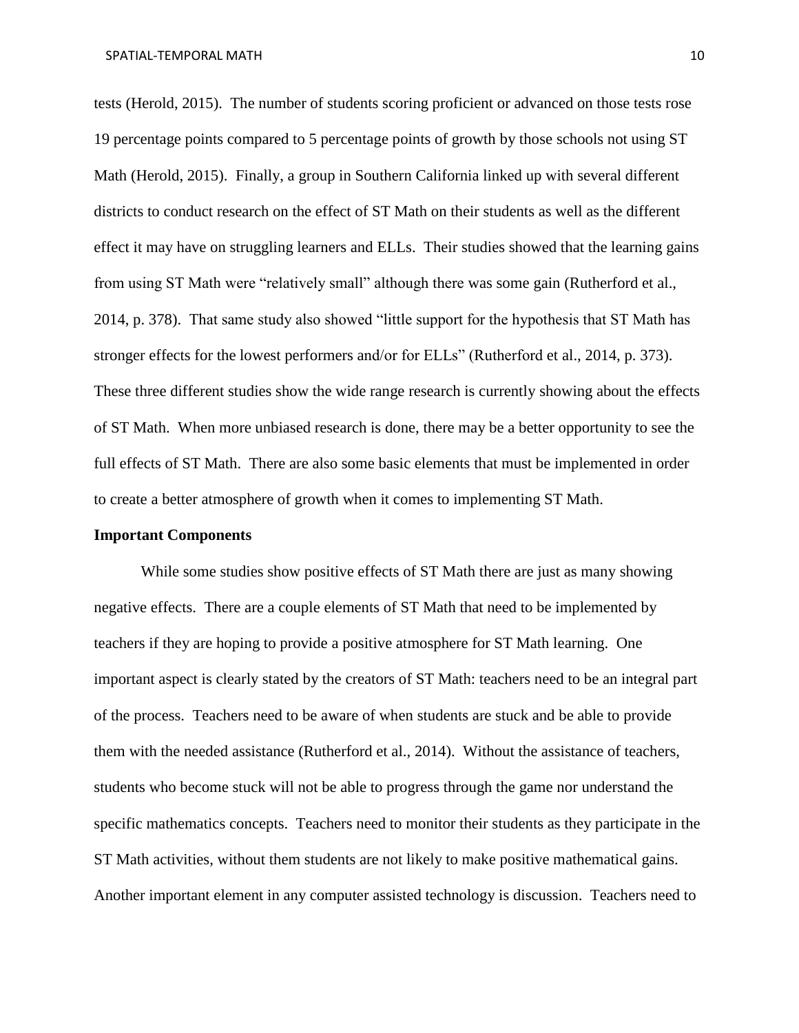tests (Herold, 2015). The number of students scoring proficient or advanced on those tests rose 19 percentage points compared to 5 percentage points of growth by those schools not using ST Math (Herold, 2015). Finally, a group in Southern California linked up with several different districts to conduct research on the effect of ST Math on their students as well as the different effect it may have on struggling learners and ELLs. Their studies showed that the learning gains from using ST Math were "relatively small" although there was some gain (Rutherford et al., 2014, p. 378). That same study also showed "little support for the hypothesis that ST Math has stronger effects for the lowest performers and/or for ELLs" (Rutherford et al., 2014, p. 373). These three different studies show the wide range research is currently showing about the effects of ST Math. When more unbiased research is done, there may be a better opportunity to see the full effects of ST Math. There are also some basic elements that must be implemented in order to create a better atmosphere of growth when it comes to implementing ST Math.

**Important Components**

While some studies show positive effects of ST Math there are just as many showing negative effects. There are a couple elements of ST Math that need to be implemented by teachers if they are hoping to provide a positive atmosphere for ST Math learning. One important aspect is clearly stated by the creators of ST Math: teachers need to be an integral part of the process. Teachers need to be aware of when students are stuck and be able to provide them with the needed assistance (Rutherford et al., 2014). Without the assistance of teachers, students who become stuck will not be able to progress through the game nor understand the specific mathematics concepts. Teachers need to monitor their students as they participate in the ST Math activities, without them students are not likely to make positive mathematical gains. Another important element in any computer assisted technology is discussion. Teachers need to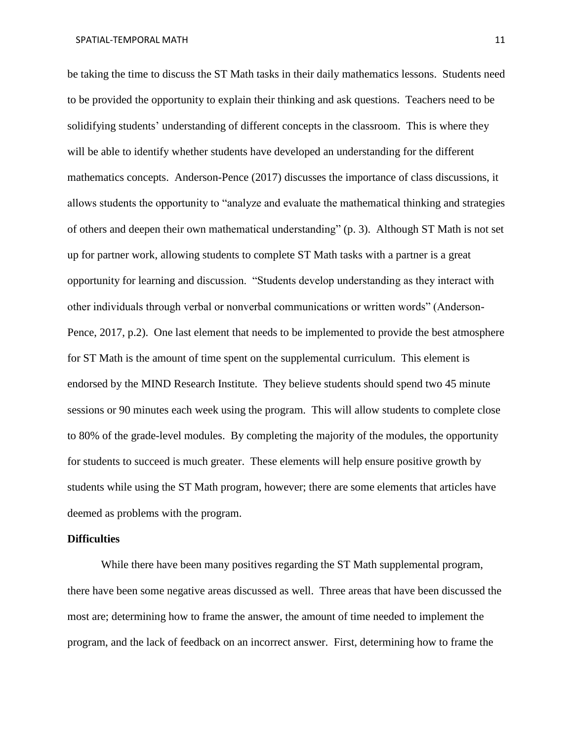be taking the time to discuss the ST Math tasks in their daily mathematics lessons. Students need to be provided the opportunity to explain their thinking and ask questions. Teachers need to be solidifying students' understanding of different concepts in the classroom. This is where they will be able to identify whether students have developed an understanding for the different mathematics concepts. Anderson-Pence (2017) discusses the importance of class discussions, it allows students the opportunity to "analyze and evaluate the mathematical thinking and strategies of others and deepen their own mathematical understanding" (p. 3). Although ST Math is not set up for partner work, allowing students to complete ST Math tasks with a partner is a great opportunity for learning and discussion. "Students develop understanding as they interact with other individuals through verbal or nonverbal communications or written words" (Anderson-Pence, 2017, p.2). One last element that needs to be implemented to provide the best atmosphere for ST Math is the amount of time spent on the supplemental curriculum. This element is endorsed by the MIND Research Institute. They believe students should spend two 45 minute sessions or 90 minutes each week using the program. This will allow students to complete close to 80% of the grade-level modules. By completing the majority of the modules, the opportunity for students to succeed is much greater. These elements will help ensure positive growth by students while using the ST Math program, however; there are some elements that articles have deemed as problems with the program.

**Difficulties**

While there have been many positives regarding the ST Math supplemental program, there have been some negative areas discussed as well. Three areas that have been discussed the most are; determining how to frame the answer, the amount of time needed to implement the program, and the lack of feedback on an incorrect answer. First, determining how to frame the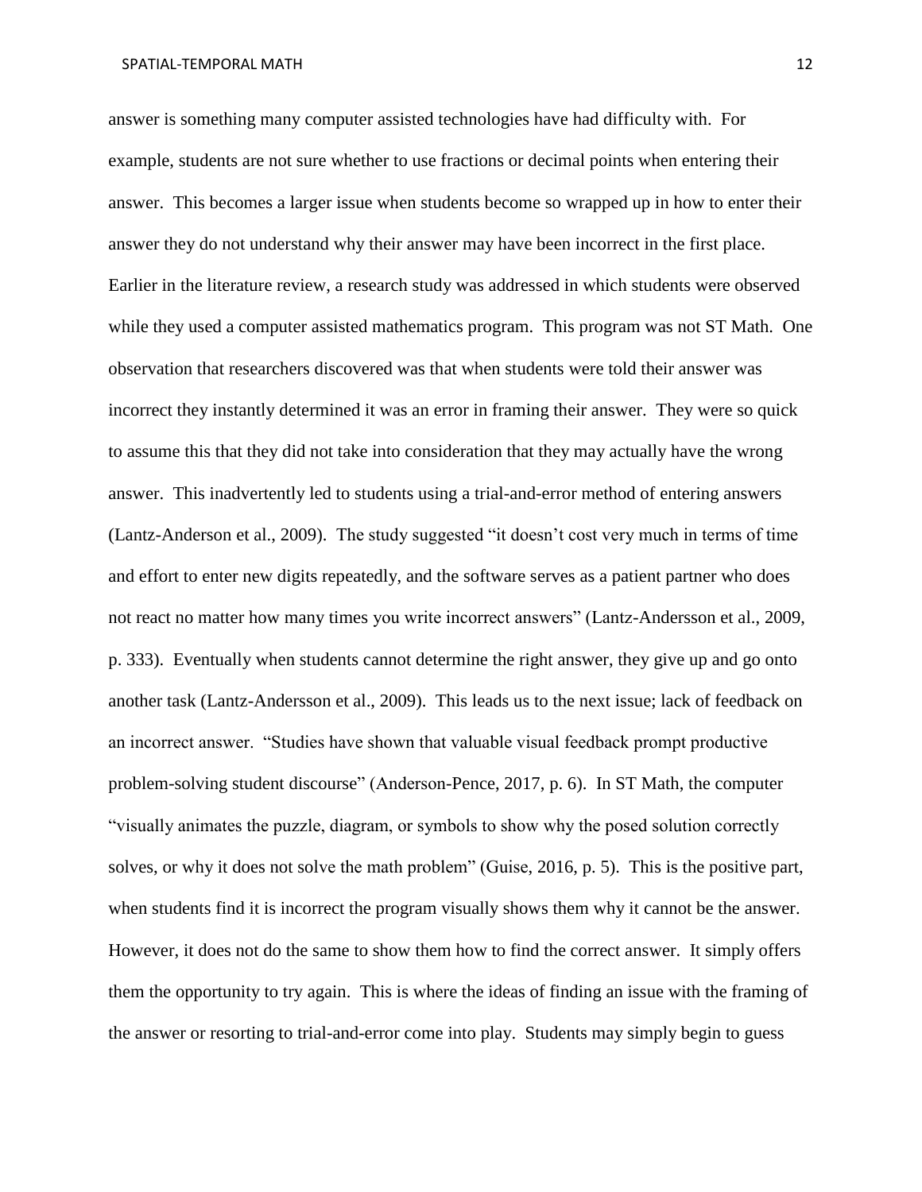answer is something many computer assisted technologies have had difficulty with. For example, students are not sure whether to use fractions or decimal points when entering their answer. This becomes a larger issue when students become so wrapped up in how to enter their answer they do not understand why their answer may have been incorrect in the first place. Earlier in the literature review, a research study was addressed in which students were observed while they used a computer assisted mathematics program. This program was not ST Math. One observation that researchers discovered was that when students were told their answer was incorrect they instantly determined it was an error in framing their answer. They were so quick to assume this that they did not take into consideration that they may actually have the wrong answer. This inadvertently led to students using a trial-and-error method of entering answers (Lantz-Anderson et al., 2009). The study suggested "it doesn't cost very much in terms of time and effort to enter new digits repeatedly, and the software serves as a patient partner who does not react no matter how many times you write incorrect answers" (Lantz-Andersson et al., 2009, p. 333). Eventually when students cannot determine the right answer, they give up and go onto another task (Lantz-Andersson et al., 2009). This leads us to the next issue; lack of feedback on an incorrect answer. "Studies have shown that valuable visual feedback prompt productive problem-solving student discourse" (Anderson-Pence, 2017, p. 6). In ST Math, the computer "visually animates the puzzle, diagram, or symbols to show why the posed solution correctly solves, or why it does not solve the math problem" (Guise, 2016, p. 5). This is the positive part, when students find it is incorrect the program visually shows them why it cannot be the answer. However, it does not do the same to show them how to find the correct answer. It simply offers them the opportunity to try again. This is where the ideas of finding an issue with the framing of the answer or resorting to trial-and-error come into play. Students may simply begin to guess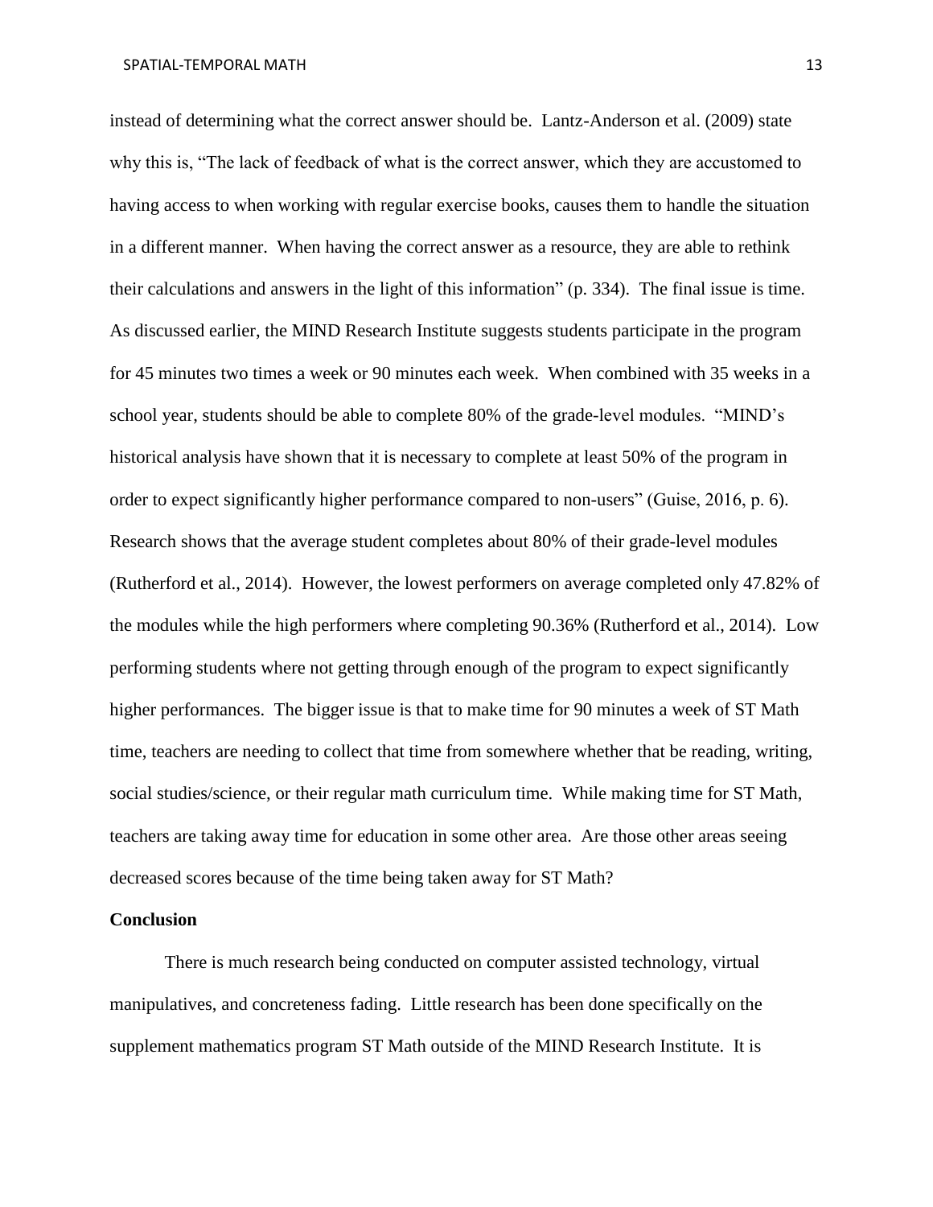instead of determining what the correct answer should be. Lantz-Anderson et al. (2009) state why this is, "The lack of feedback of what is the correct answer, which they are accustomed to having access to when working with regular exercise books, causes them to handle the situation in a different manner. When having the correct answer as a resource, they are able to rethink their calculations and answers in the light of this information" (p. 334). The final issue is time. As discussed earlier, the MIND Research Institute suggests students participate in the program for 45 minutes two times a week or 90 minutes each week. When combined with 35 weeks in a school year, students should be able to complete 80% of the grade-level modules. "MIND's historical analysis have shown that it is necessary to complete at least 50% of the program in order to expect significantly higher performance compared to non-users" (Guise, 2016, p. 6). Research shows that the average student completes about 80% of their grade-level modules (Rutherford et al., 2014). However, the lowest performers on average completed only 47.82% of the modules while the high performers where completing 90.36% (Rutherford et al., 2014). Low performing students where not getting through enough of the program to expect significantly higher performances. The bigger issue is that to make time for 90 minutes a week of ST Math time, teachers are needing to collect that time from somewhere whether that be reading, writing, social studies/science, or their regular math curriculum time. While making time for ST Math, teachers are taking away time for education in some other area. Are those other areas seeing decreased scores because of the time being taken away for ST Math?

**Conclusion**

There is much research being conducted on computer assisted technology, virtual manipulatives, and concreteness fading. Little research has been done specifically on the supplement mathematics program ST Math outside of the MIND Research Institute. It is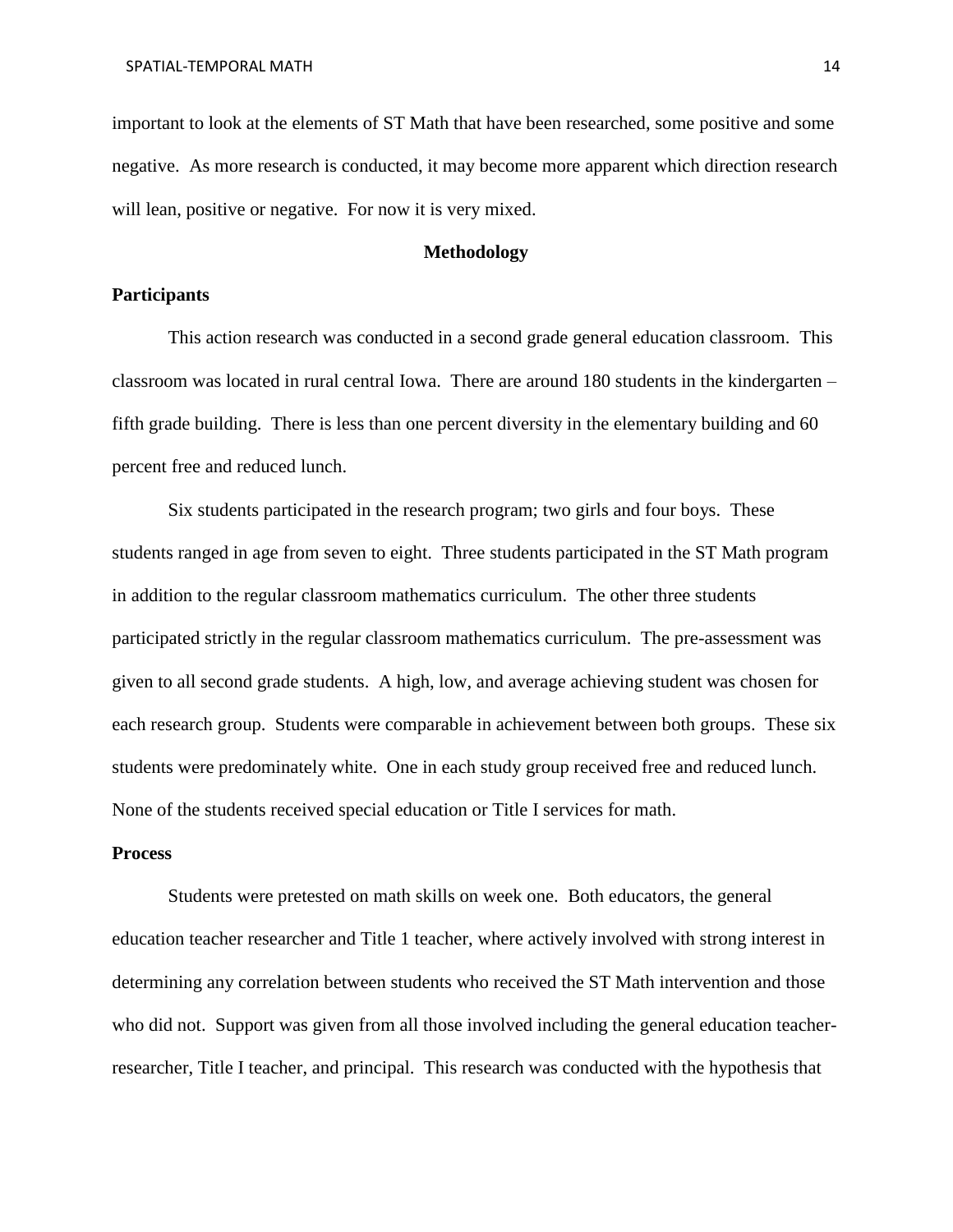important to look at the elements of ST Math that have been researched, some positive and some negative. As more research is conducted, it may become more apparent which direction research will lean, positive or negative. For now it is very mixed.

## Methodology

### Participants

This action research was conducted in a second grade general education classroom. This classroom was located in rural central Iowa. There are around 180 students in the kindergarten – fifth grade building. There is less than one percent diversity in the elementary building and 60 percent free and reduced lunch.

Six students participated in the research program; two girls and four boys. These students ranged in age from seven to eight. Three students participated in the ST Math program in addition to the regular classroom mathematics curriculum. The other three students participated strictly in the regular classroom mathematics curriculum. The pre-assessment was given to all second grade students. A high, low, and average achieving student was chosen for each research group. Students were comparable in achievement between both groups. These six students were predominately white. One in each study group received free and reduced lunch. None of the students received special education or Title I services for math.

### Process

Students were pretested on math skills on week one. Both educators, the general education teacher researcher and Title 1 teacher, where actively involved with strong interest in determining any correlation between students who received the ST Math intervention and those who did not. Support was given from all those involved including the general education teacher-researcher, Title I teacher, and principal. This research was conducted with the hypothesis that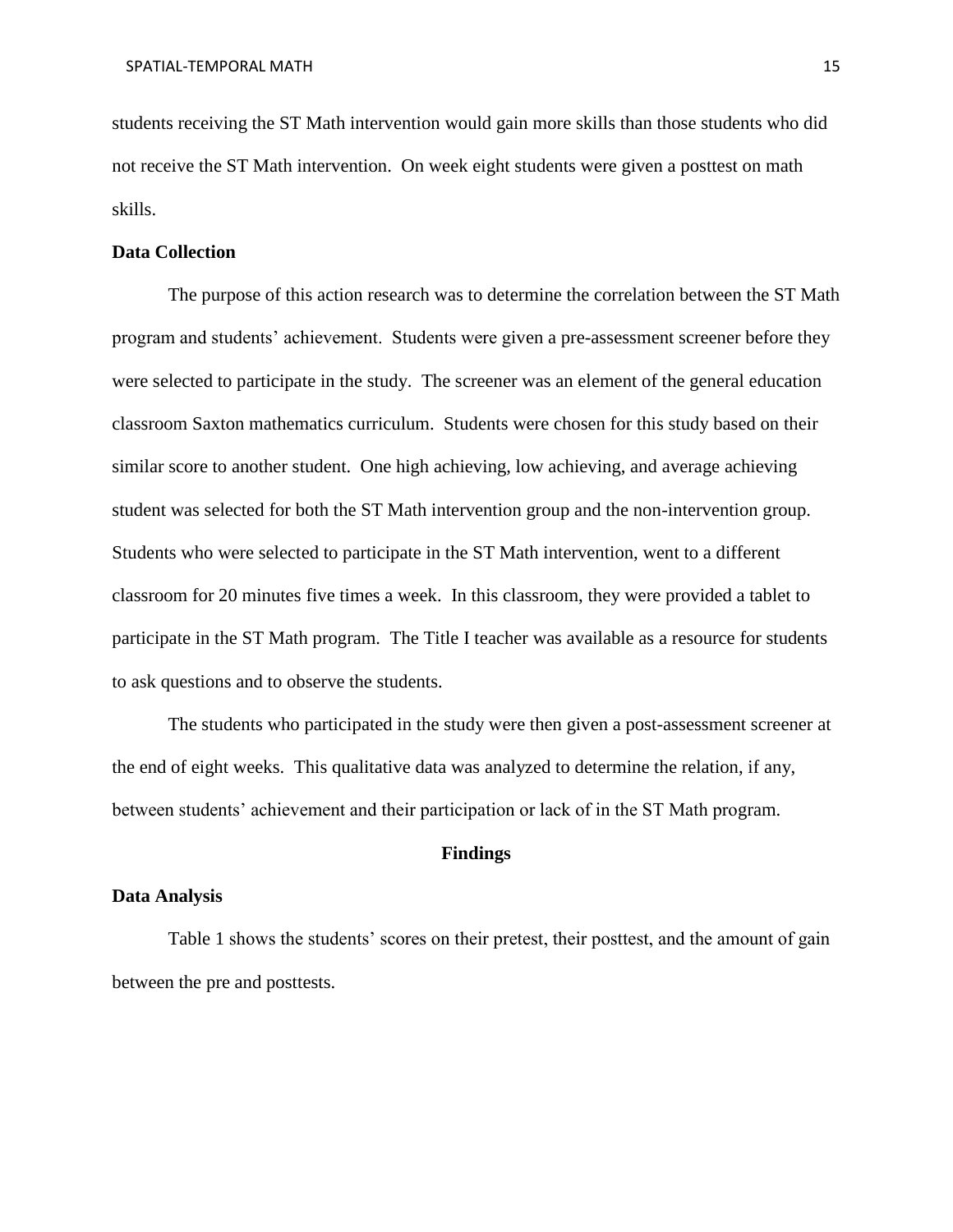students receiving the ST Math intervention would gain more skills than those students who did not receive the ST Math intervention. On week eight students were given a posttest on math skills.

### Data Collection

The purpose of this action research was to determine the correlation between the ST Math program and students' achievement. Students were given a pre-assessment screener before they were selected to participate in the study. The screener was an element of the general education classroom Saxton mathematics curriculum. Students were chosen for this study based on their similar score to another student. One high achieving, low achieving, and average achieving student was selected for both the ST Math intervention group and the non-intervention group. Students who were selected to participate in the ST Math intervention, went to a different classroom for 20 minutes five times a week. In this classroom, they were provided a tablet to participate in the ST Math program. The Title I teacher was available as a resource for students to ask questions and to observe the students.

The students who participated in the study were then given a post-assessment screener at the end of eight weeks. This qualitative data was analyzed to determine the relation, if any, between students' achievement and their participation or lack of in the ST Math program.

## Findings

### Data Analysis

Table 1 shows the students' scores on their pretest, their posttest, and the amount of gain between the pre and posttests.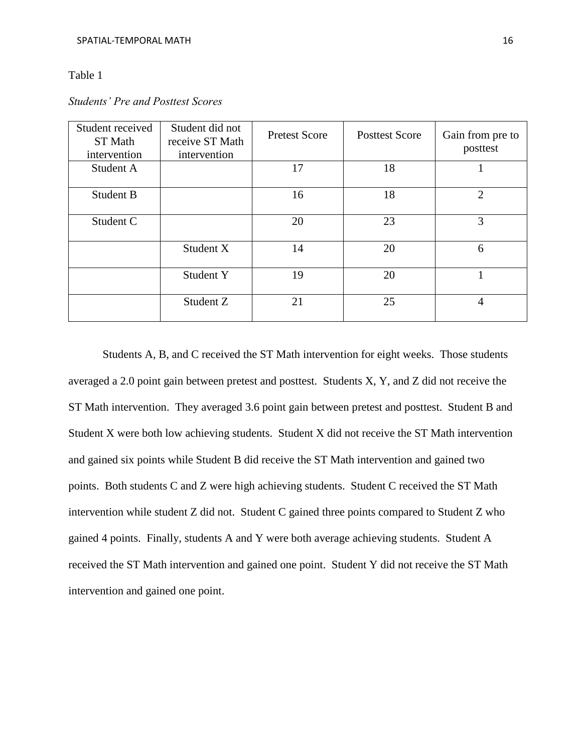Table 1

*Students' Pre and Posttest Scores*

| Student received ST Math intervention | Student did not receive ST Math intervention | Pretest Score | Posttest Score | Gain from pre to posttest |
|---|---|---|---|---|
| Student A | | 17 | 18 | 1 |
| Student B | | 16 | 18 | 2 |
| Student C | | 20 | 23 | 3 |
| | Student X | 14 | 20 | 6 |
| | Student Y | 19 | 20 | 1 |
| | Student Z | 21 | 25 | 4 |

Students A, B, and C received the ST Math intervention for eight weeks. Those students averaged a 2.0 point gain between pretest and posttest. Students X, Y, and Z did not receive the ST Math intervention. They averaged 3.6 point gain between pretest and posttest. Student B and Student X were both low achieving students. Student X did not receive the ST Math intervention and gained six points while Student B did receive the ST Math intervention and gained two points. Both students C and Z were high achieving students. Student C received the ST Math intervention while student Z did not. Student C gained three points compared to Student Z who gained 4 points. Finally, students A and Y were both average achieving students. Student A received the ST Math intervention and gained one point. Student Y did not receive the ST Math intervention and gained one point.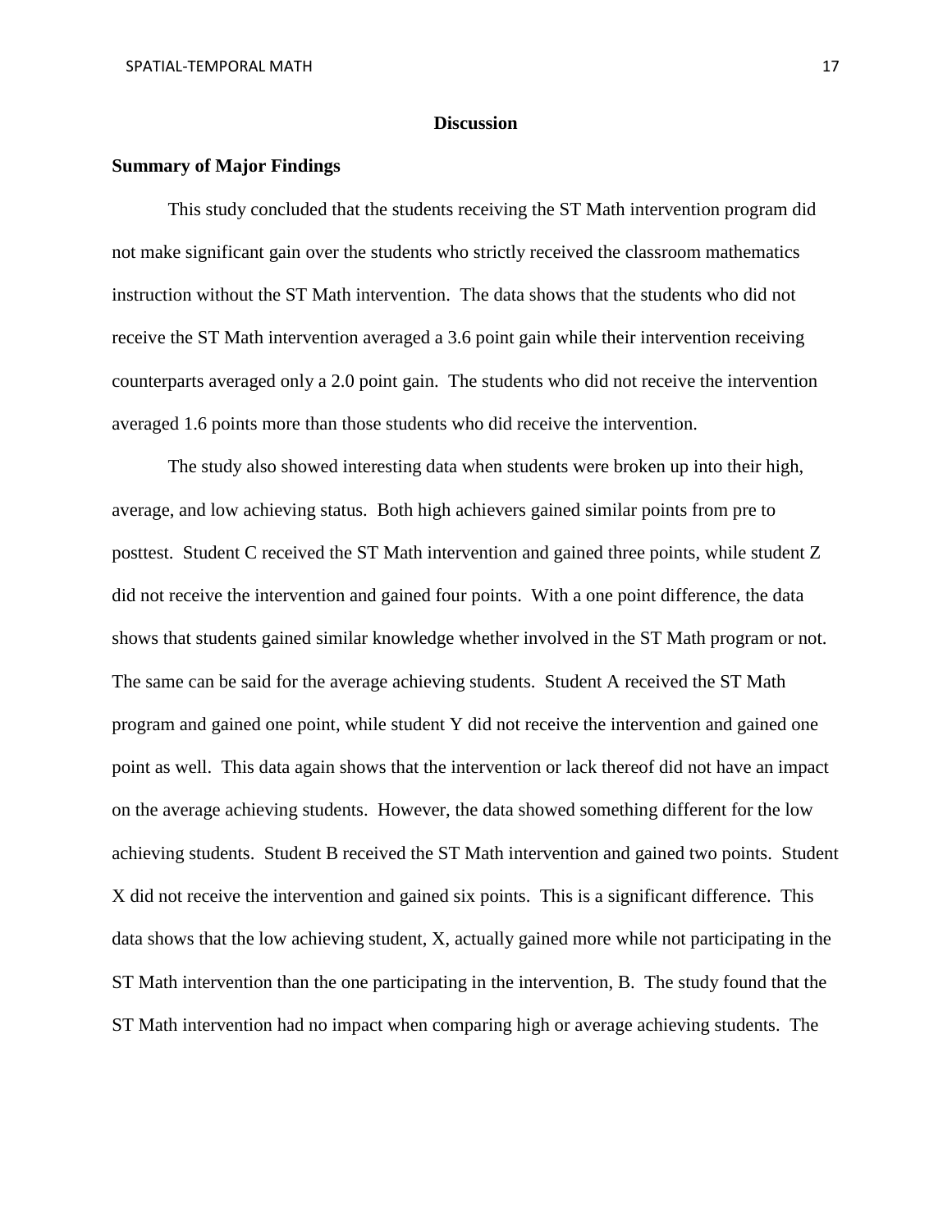## Discussion

### Summary of Major Findings

This study concluded that the students receiving the ST Math intervention program did not make significant gain over the students who strictly received the classroom mathematics instruction without the ST Math intervention. The data shows that the students who did not receive the ST Math intervention averaged a 3.6 point gain while their intervention receiving counterparts averaged only a 2.0 point gain. The students who did not receive the intervention averaged 1.6 points more than those students who did receive the intervention.

The study also showed interesting data when students were broken up into their high, average, and low achieving status. Both high achievers gained similar points from pre to posttest. Student C received the ST Math intervention and gained three points, while student Z did not receive the intervention and gained four points. With a one point difference, the data shows that students gained similar knowledge whether involved in the ST Math program or not. The same can be said for the average achieving students. Student A received the ST Math program and gained one point, while student Y did not receive the intervention and gained one point as well. This data again shows that the intervention or lack thereof did not have an impact on the average achieving students. However, the data showed something different for the low achieving students. Student B received the ST Math intervention and gained two points. Student X did not receive the intervention and gained six points. This is a significant difference. This data shows that the low achieving student, X, actually gained more while not participating in the ST Math intervention than the one participating in the intervention, B. The study found that the ST Math intervention had no impact when comparing high or average achieving students. The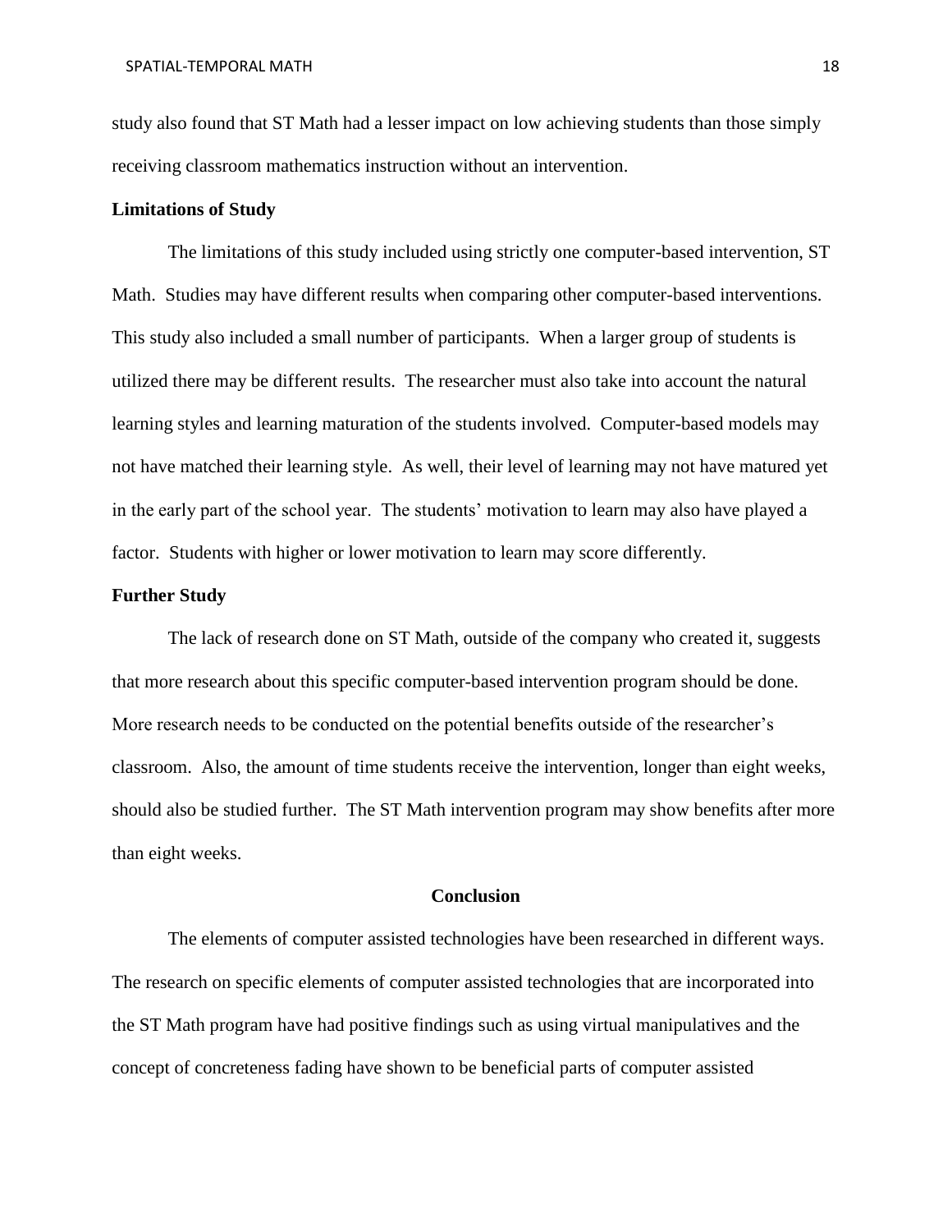study also found that ST Math had a lesser impact on low achieving students than those simply receiving classroom mathematics instruction without an intervention.

### Limitations of Study

The limitations of this study included using strictly one computer-based intervention, ST Math. Studies may have different results when comparing other computer-based interventions. This study also included a small number of participants. When a larger group of students is utilized there may be different results. The researcher must also take into account the natural learning styles and learning maturation of the students involved. Computer-based models may not have matched their learning style. As well, their level of learning may not have matured yet in the early part of the school year. The students' motivation to learn may also have played a factor. Students with higher or lower motivation to learn may score differently.

### Further Study

The lack of research done on ST Math, outside of the company who created it, suggests that more research about this specific computer-based intervention program should be done. More research needs to be conducted on the potential benefits outside of the researcher's classroom. Also, the amount of time students receive the intervention, longer than eight weeks, should also be studied further. The ST Math intervention program may show benefits after more than eight weeks.

## Conclusion

The elements of computer assisted technologies have been researched in different ways. The research on specific elements of computer assisted technologies that are incorporated into the ST Math program have had positive findings such as using virtual manipulatives and the concept of concreteness fading have shown to be beneficial parts of computer assisted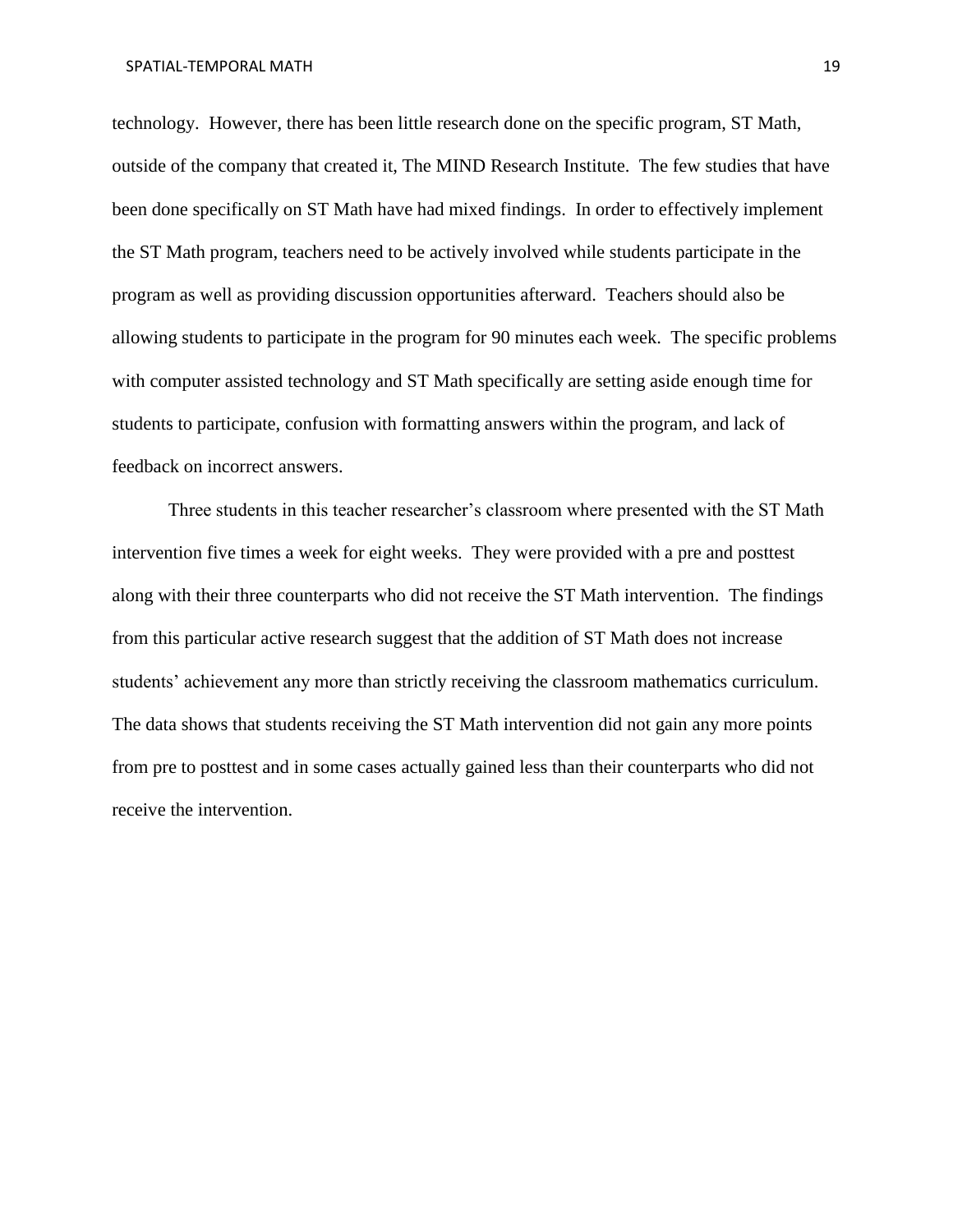technology. However, there has been little research done on the specific program, ST Math, outside of the company that created it, The MIND Research Institute. The few studies that have been done specifically on ST Math have had mixed findings. In order to effectively implement the ST Math program, teachers need to be actively involved while students participate in the program as well as providing discussion opportunities afterward. Teachers should also be allowing students to participate in the program for 90 minutes each week. The specific problems with computer assisted technology and ST Math specifically are setting aside enough time for students to participate, confusion with formatting answers within the program, and lack of feedback on incorrect answers.

Three students in this teacher researcher's classroom where presented with the ST Math intervention five times a week for eight weeks. They were provided with a pre and posttest along with their three counterparts who did not receive the ST Math intervention. The findings from this particular active research suggest that the addition of ST Math does not increase students' achievement any more than strictly receiving the classroom mathematics curriculum. The data shows that students receiving the ST Math intervention did not gain any more points from pre to posttest and in some cases actually gained less than their counterparts who did not receive the intervention.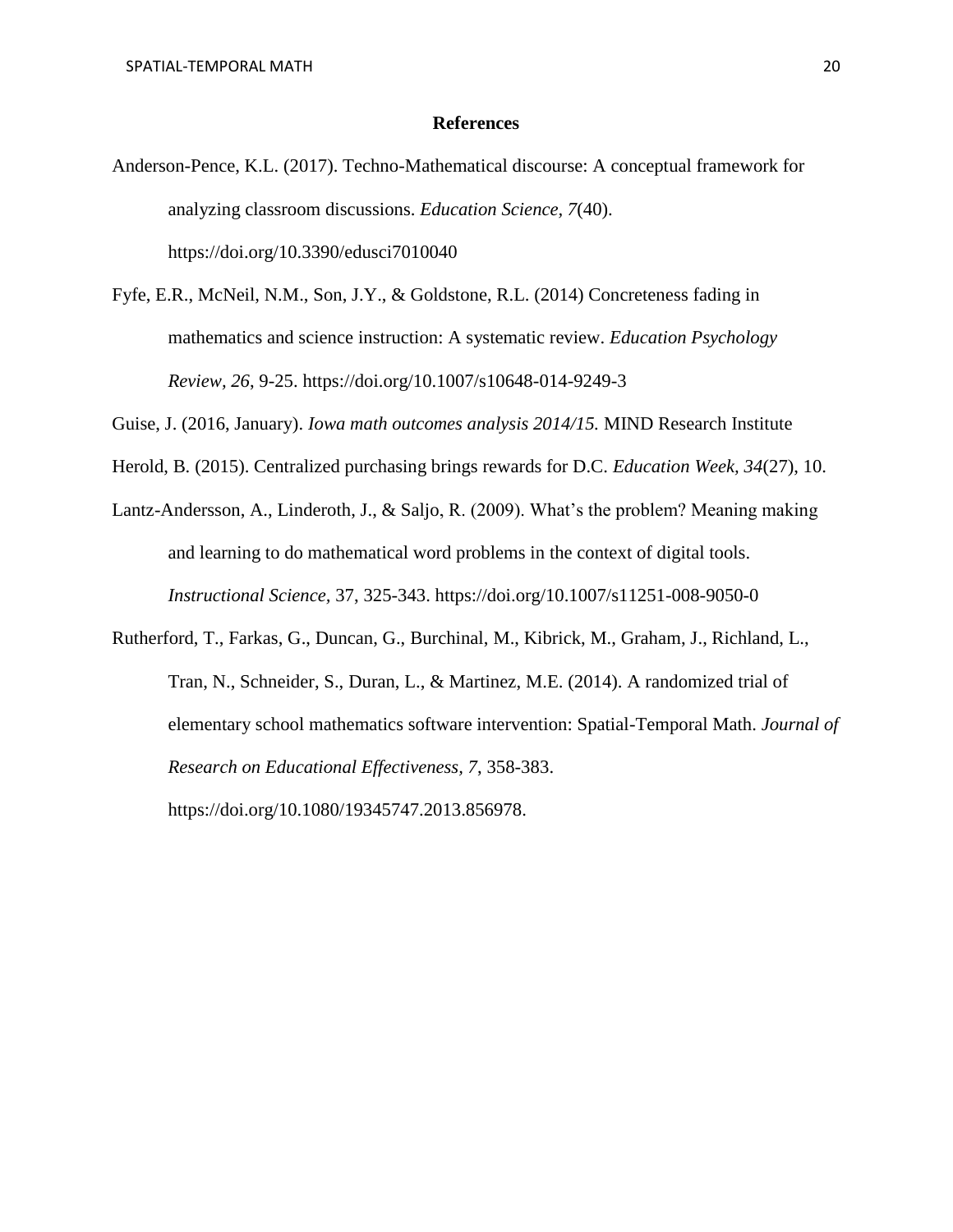# References

Anderson-Pence, K.L. (2017). Techno-Mathematical discourse: A conceptual framework for analyzing classroom discussions. *Education Science*, *7*(40). https://doi.org/10.3390/edusci7010040

Fyfe, E.R., McNeil, N.M., Son, J.Y., & Goldstone, R.L. (2014) Concreteness fading in mathematics and science instruction: A systematic review. *Education Psychology Review*, *26*, 9-25. https://doi.org/10.1007/s10648-014-9249-3

Guise, J. (2016, January). *Iowa math outcomes analysis 2014/15.* MIND Research Institute

Herold, B. (2015). Centralized purchasing brings rewards for D.C. *Education Week, 34*(27), 10.

Lantz-Andersson, A., Linderoth, J., & Saljo, R. (2009). What's the problem? Meaning making and learning to do mathematical word problems in the context of digital tools. *Instructional Science*, 37, 325-343. https://doi.org/10.1007/s11251-008-9050-0

Rutherford, T., Farkas, G., Duncan, G., Burchinal, M., Kibrick, M., Graham, J., Richland, L., Tran, N., Schneider, S., Duran, L., & Martinez, M.E. (2014). A randomized trial of elementary school mathematics software intervention: Spatial-Temporal Math. *Journal of Research on Educational Effectiveness*, *7*, 358-383. https://doi.org/10.1080/19345747.2013.856978.